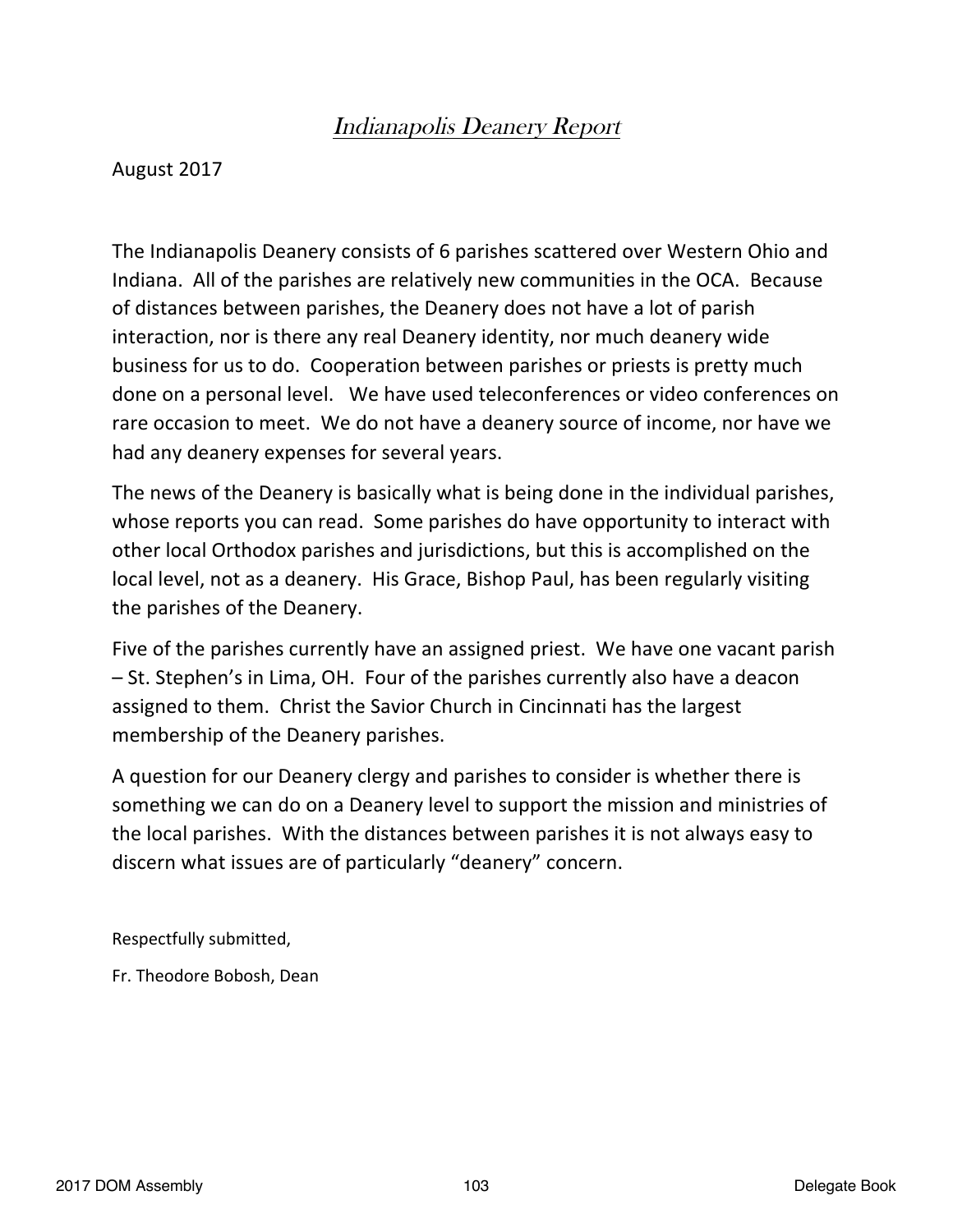# *Indianapolis Deanery Report*

August 2017

The Indianapolis Deanery consists of 6 parishes scattered over Western Ohio and Indiana. All of the parishes are relatively new communities in the OCA. Because of distances between parishes, the Deanery does not have a lot of parish interaction, nor is there any real Deanery identity, nor much deanery wide business for us to do. Cooperation between parishes or priests is pretty much done on a personal level. We have used teleconferences or video conferences on rare occasion to meet. We do not have a deanery source of income, nor have we had any deanery expenses for several years.

The news of the Deanery is basically what is being done in the individual parishes, whose reports you can read. Some parishes do have opportunity to interact with other local Orthodox parishes and jurisdictions, but this is accomplished on the local level, not as a deanery. His Grace, Bishop Paul, has been regularly visiting the parishes of the Deanery.

Five of the parishes currently have an assigned priest. We have one vacant parish – St. Stephen's in Lima, OH. Four of the parishes currently also have a deacon assigned to them. Christ the Savior Church in Cincinnati has the largest membership of the Deanery parishes.

A question for our Deanery clergy and parishes to consider is whether there is something we can do on a Deanery level to support the mission and ministries of the local parishes. With the distances between parishes it is not always easy to discern what issues are of particularly "deanery" concern.

Respectfully submitted,

Fr. Theodore Bobosh, Dean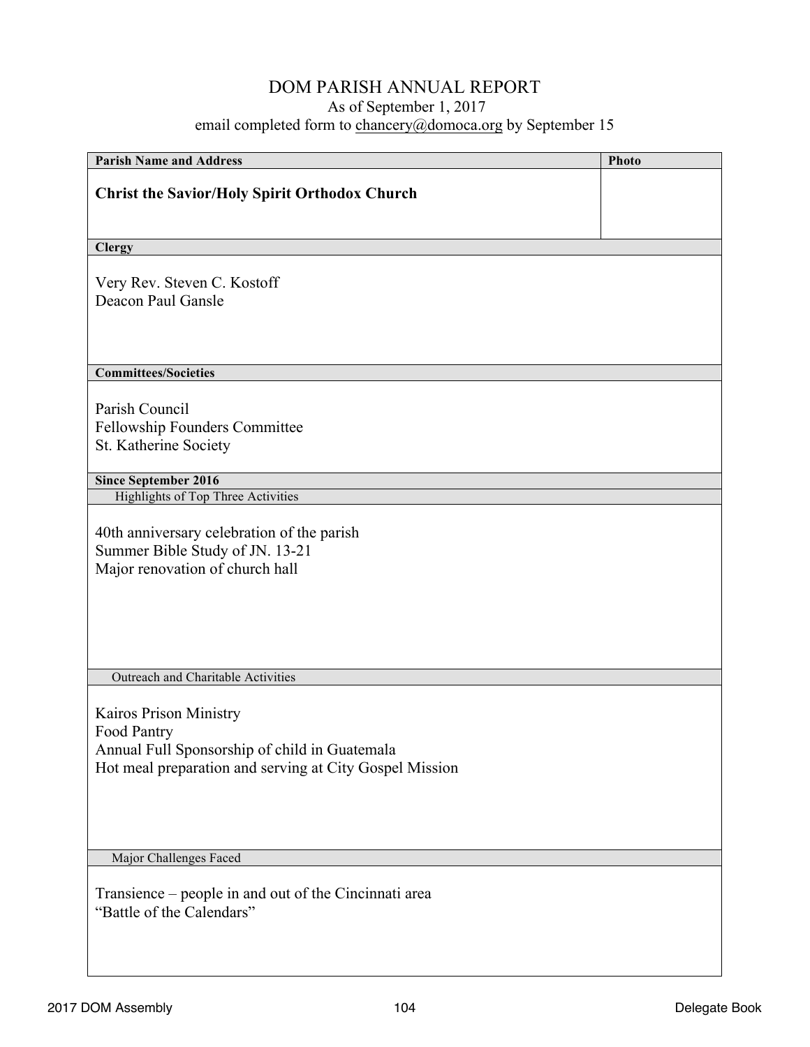# DOM PARISH ANNUAL REPORT

As of September 1, 2017

email completed form to chancery@domoca.org by September 15

**Parish Name and Address**

**Photo**

**Christ the Savior/Holy Spirit Orthodox Church**

**Clergy**

Very Rev. Steven C. Kostoff
Deacon Paul Gansle

**Committees/Societies**

Parish Council
Fellowship Founders Committee
St. Katherine Society

**Since September 2016**

Highlights of Top Three Activities

40th anniversary celebration of the parish
Summer Bible Study of JN. 13-21
Major renovation of church hall

Outreach and Charitable Activities

Kairos Prison Ministry
Food Pantry
Annual Full Sponsorship of child in Guatemala
Hot meal preparation and serving at City Gospel Mission

Major Challenges Faced

Transience – people in and out of the Cincinnati area
"Battle of the Calendars"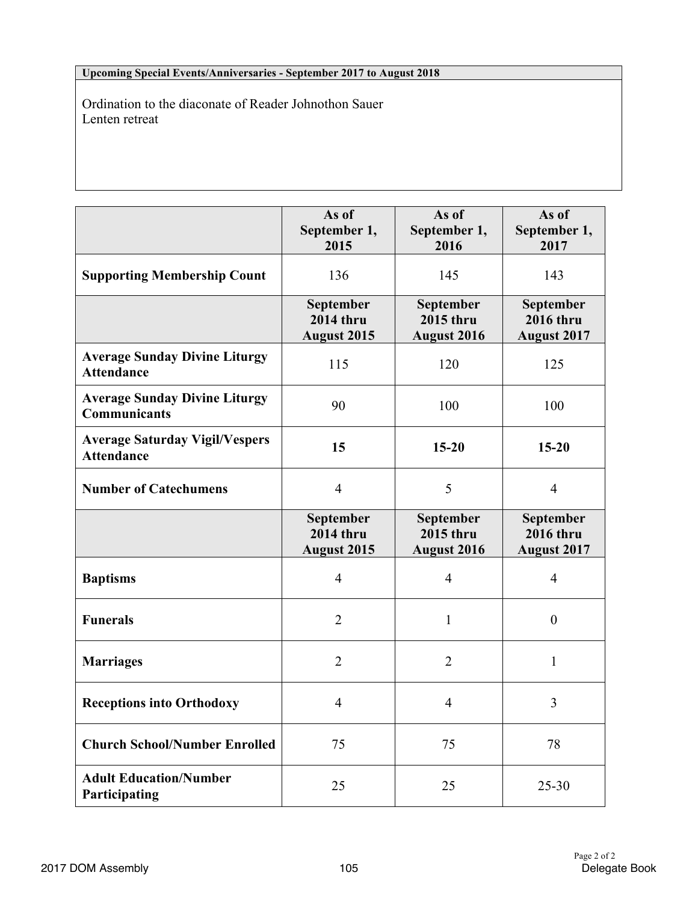**Upcoming Special Events/Anniversaries - September 2017 to August 2018**

Ordination to the diaconate of Reader Johnothon Sauer
Lenten retreat

| | As of September 1, 2015 | As of September 1, 2016 | As of September 1, 2017 |
|---|---|---|---|
| **Supporting Membership Count** | 136 | 145 | 143 |
| | **September 2014 thru August 2015** | **September 2015 thru August 2016** | **September 2016 thru August 2017** |
| **Average Sunday Divine Liturgy Attendance** | 115 | 120 | 125 |
| **Average Sunday Divine Liturgy Communicants** | 90 | 100 | 100 |
| **Average Saturday Vigil/Vespers Attendance** | **15** | **15-20** | **15-20** |
| **Number of Catechumens** | 4 | 5 | 4 |
| | **September 2014 thru August 2015** | **September 2015 thru August 2016** | **September 2016 thru August 2017** |
| **Baptisms** | 4 | 4 | 4 |
| **Funerals** | 2 | 1 | 0 |
| **Marriages** | 2 | 2 | 1 |
| **Receptions into Orthodoxy** | 4 | 4 | 3 |
| **Church School/Number Enrolled** | 75 | 75 | 78 |
| **Adult Education/Number Participating** | 25 | 25 | 25-30 |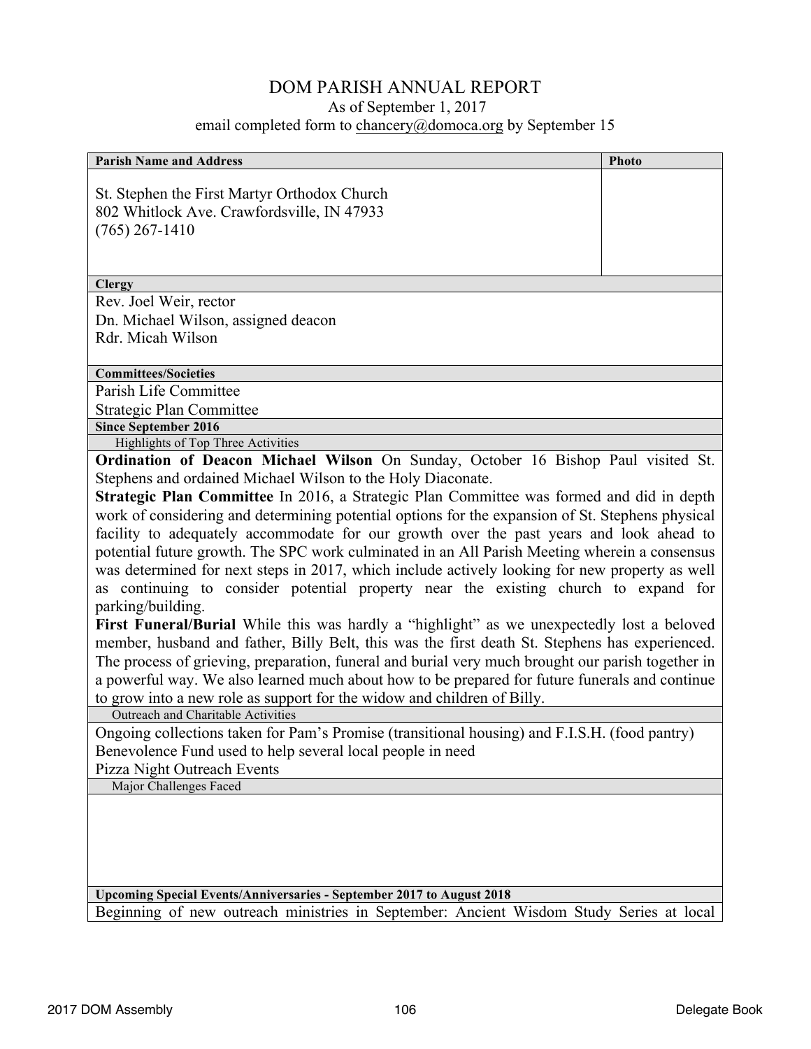# DOM PARISH ANNUAL REPORT

As of September 1, 2017

email completed form to chancery@domoca.org by September 15

**Parish Name and Address**

St. Stephen the First Martyr Orthodox Church
802 Whitlock Ave. Crawfordsville, IN 47933
(765) 267-1410

**Photo**

**Clergy**

Rev. Joel Weir, rector
Dn. Michael Wilson, assigned deacon
Rdr. Micah Wilson

**Committees/Societies**

Parish Life Committee
Strategic Plan Committee

**Since September 2016**

Highlights of Top Three Activities

**Ordination of Deacon Michael Wilson** On Sunday, October 16 Bishop Paul visited St. Stephens and ordained Michael Wilson to the Holy Diaconate.

**Strategic Plan Committee** In 2016, a Strategic Plan Committee was formed and did in depth work of considering and determining potential options for the expansion of St. Stephens physical facility to adequately accommodate for our growth over the past years and look ahead to potential future growth. The SPC work culminated in an All Parish Meeting wherein a consensus was determined for next steps in 2017, which include actively looking for new property as well as continuing to consider potential property near the existing church to expand for parking/building.

**First Funeral/Burial** While this was hardly a "highlight" as we unexpectedly lost a beloved member, husband and father, Billy Belt, this was the first death St. Stephens has experienced. The process of grieving, preparation, funeral and burial very much brought our parish together in a powerful way. We also learned much about how to be prepared for future funerals and continue to grow into a new role as support for the widow and children of Billy.

Outreach and Charitable Activities

Ongoing collections taken for Pam's Promise (transitional housing) and F.I.S.H. (food pantry)
Benevolence Fund used to help several local people in need
Pizza Night Outreach Events

Major Challenges Faced

**Upcoming Special Events/Anniversaries - September 2017 to August 2018**

Beginning of new outreach ministries in September: Ancient Wisdom Study Series at local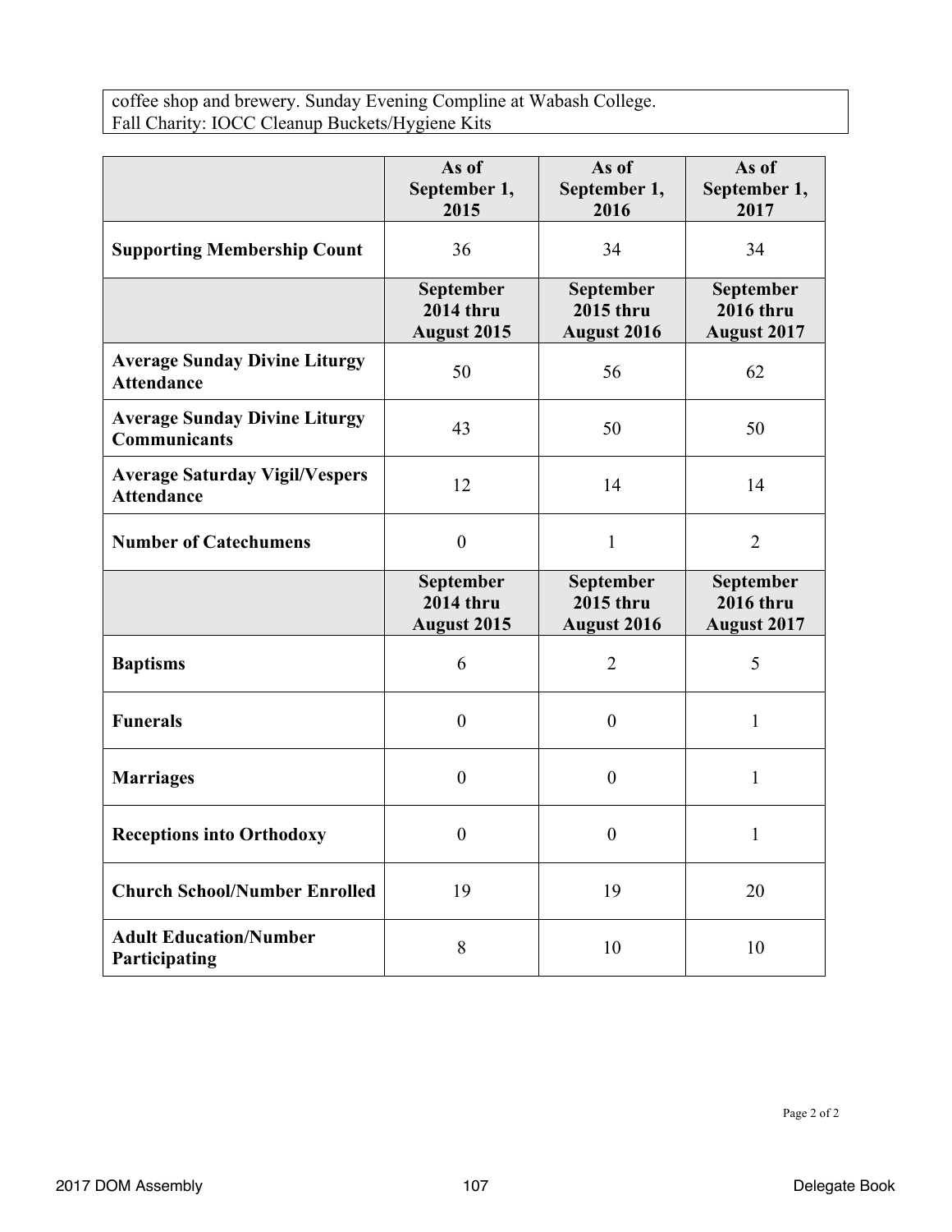coffee shop and brewery. Sunday Evening Compline at Wabash College.
Fall Charity: IOCC Cleanup Buckets/Hygiene Kits

| | As of September 1, 2015 | As of September 1, 2016 | As of September 1, 2017 |
|---|---|---|---|
| **Supporting Membership Count** | 36 | 34 | 34 |
| | **September 2014 thru August 2015** | **September 2015 thru August 2016** | **September 2016 thru August 2017** |
| **Average Sunday Divine Liturgy Attendance** | 50 | 56 | 62 |
| **Average Sunday Divine Liturgy Communicants** | 43 | 50 | 50 |
| **Average Saturday Vigil/Vespers Attendance** | 12 | 14 | 14 |
| **Number of Catechumens** | 0 | 1 | 2 |
| | **September 2014 thru August 2015** | **September 2015 thru August 2016** | **September 2016 thru August 2017** |
| **Baptisms** | 6 | 2 | 5 |
| **Funerals** | 0 | 0 | 1 |
| **Marriages** | 0 | 0 | 1 |
| **Receptions into Orthodoxy** | 0 | 0 | 1 |
| **Church School/Number Enrolled** | 19 | 19 | 20 |
| **Adult Education/Number Participating** | 8 | 10 | 10 |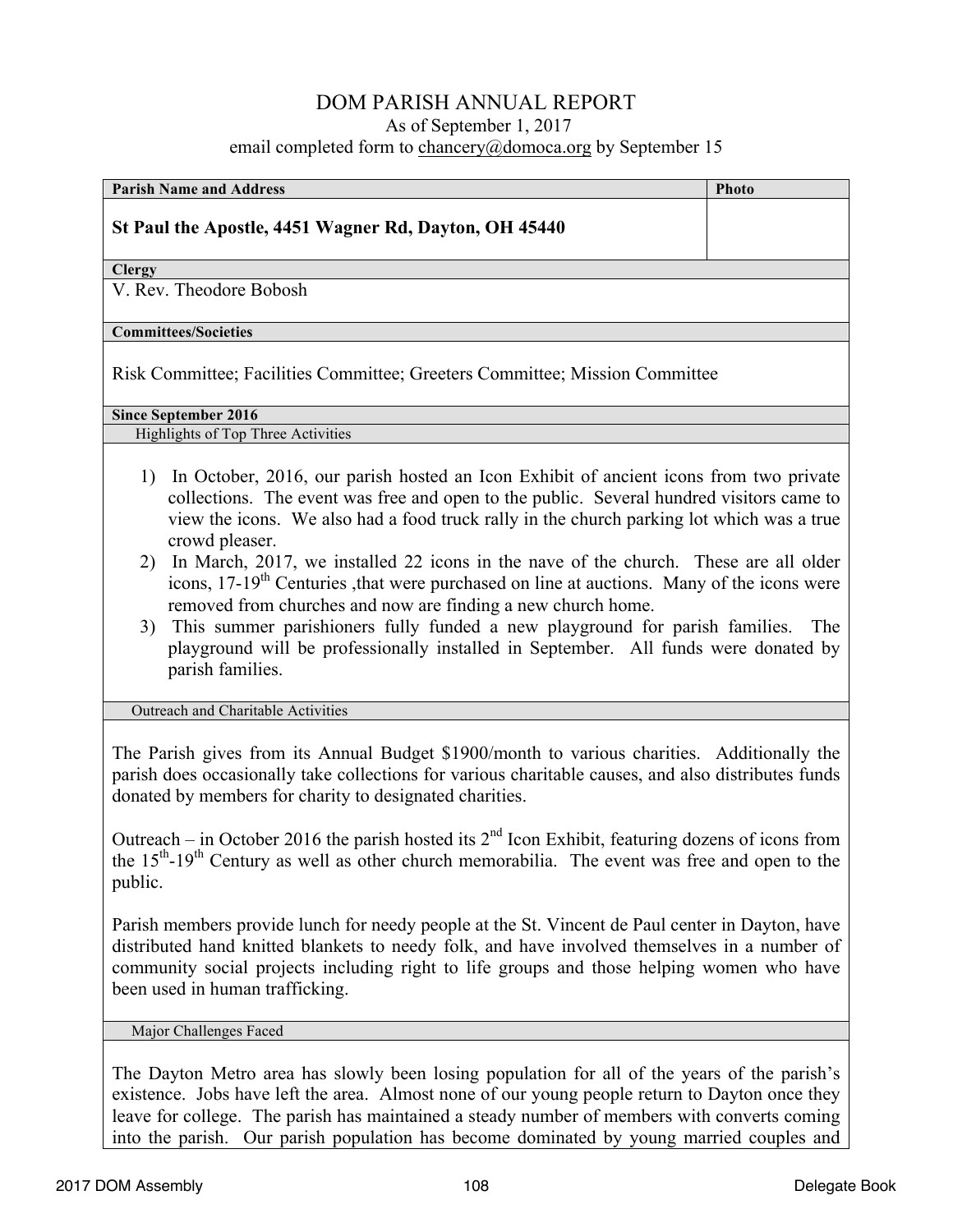# DOM PARISH ANNUAL REPORT

As of September 1, 2017

email completed form to chancery@domoca.org by September 15

| Parish Name and Address | Photo |
|---|---|
| **St Paul the Apostle, 4451 Wagner Rd, Dayton, OH 45440** | |

**Clergy**

V. Rev. Theodore Bobosh

**Committees/Societies**

Risk Committee; Facilities Committee; Greeters Committee; Mission Committee

**Since September 2016**

Highlights of Top Three Activities

1) In October, 2016, our parish hosted an Icon Exhibit of ancient icons from two private collections. The event was free and open to the public. Several hundred visitors came to view the icons. We also had a food truck rally in the church parking lot which was a true crowd pleaser.
2) In March, 2017, we installed 22 icons in the nave of the church. These are all older icons, 17-19th Centuries ,that were purchased on line at auctions. Many of the icons were removed from churches and now are finding a new church home.
3) This summer parishioners fully funded a new playground for parish families. The playground will be professionally installed in September. All funds were donated by parish families.

Outreach and Charitable Activities

The Parish gives from its Annual Budget $1900/month to various charities. Additionally the parish does occasionally take collections for various charitable causes, and also distributes funds donated by members for charity to designated charities.

Outreach – in October 2016 the parish hosted its 2nd Icon Exhibit, featuring dozens of icons from the 15th-19th Century as well as other church memorabilia. The event was free and open to the public.

Parish members provide lunch for needy people at the St. Vincent de Paul center in Dayton, have distributed hand knitted blankets to needy folk, and have involved themselves in a number of community social projects including right to life groups and those helping women who have been used in human trafficking.

Major Challenges Faced

The Dayton Metro area has slowly been losing population for all of the years of the parish's existence. Jobs have left the area. Almost none of our young people return to Dayton once they leave for college. The parish has maintained a steady number of members with converts coming into the parish. Our parish population has become dominated by young married couples and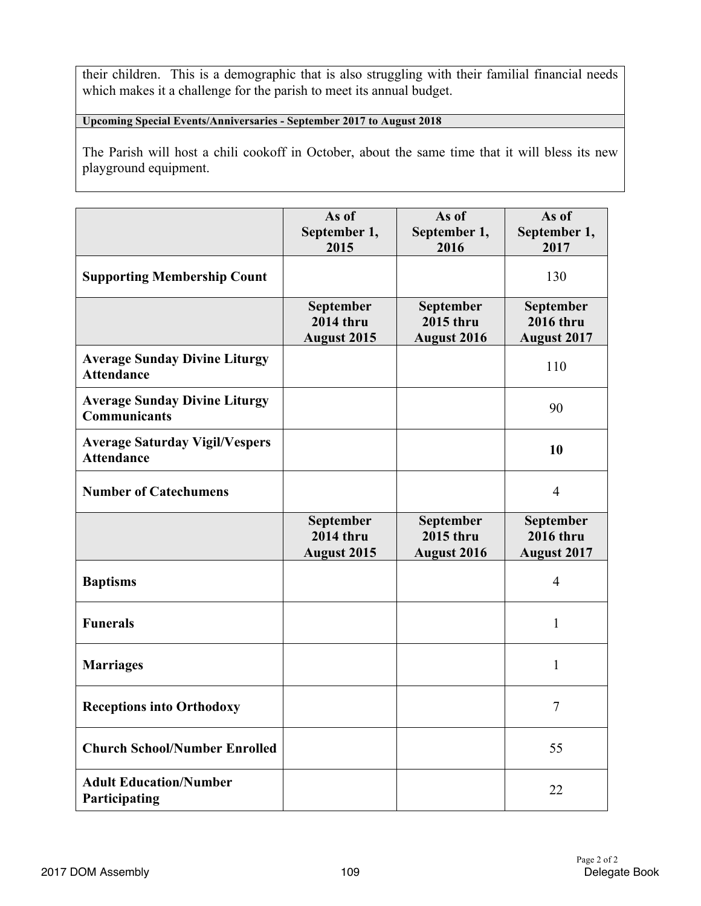their children. This is a demographic that is also struggling with their familial financial needs which makes it a challenge for the parish to meet its annual budget.

**Upcoming Special Events/Anniversaries - September 2017 to August 2018**

The Parish will host a chili cookoff in October, about the same time that it will bless its new playground equipment.

| | As of September 1, 2015 | As of September 1, 2016 | As of September 1, 2017 |
|---|---|---|---|
| **Supporting Membership Count** | | | 130 |
| | **September 2014 thru August 2015** | **September 2015 thru August 2016** | **September 2016 thru August 2017** |
| **Average Sunday Divine Liturgy Attendance** | | | 110 |
| **Average Sunday Divine Liturgy Communicants** | | | 90 |
| **Average Saturday Vigil/Vespers Attendance** | | | **10** |
| **Number of Catechumens** | | | 4 |
| | **September 2014 thru August 2015** | **September 2015 thru August 2016** | **September 2016 thru August 2017** |
| **Baptisms** | | | 4 |
| **Funerals** | | | 1 |
| **Marriages** | | | 1 |
| **Receptions into Orthodoxy** | | | 7 |
| **Church School/Number Enrolled** | | | 55 |
| **Adult Education/Number Participating** | | | 22 |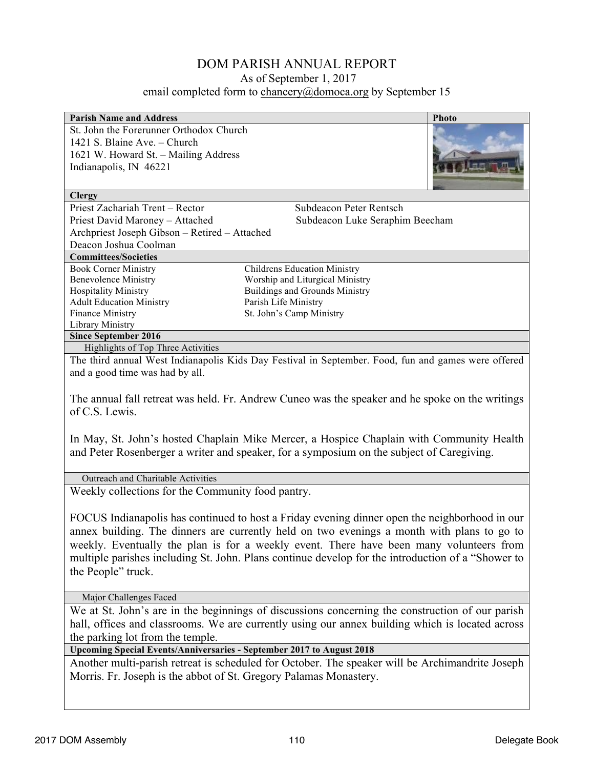# DOM PARISH ANNUAL REPORT

As of September 1, 2017

email completed form to chancery@domoca.org by September 15

**Parish Name and Address**

St. John the Forerunner Orthodox Church
1421 S. Blaine Ave. – Church
1621 W. Howard St. – Mailing Address
Indianapolis, IN 46221

**Clergy**

Priest Zachariah Trent – Rector
Priest David Maroney – Attached
Archpriest Joseph Gibson – Retired – Attached
Deacon Joshua Coolman
Subdeacon Peter Rentsch
Subdeacon Luke Seraphim Beecham

**Committees/Societies**

Book Corner Ministry
Benevolence Ministry
Hospitality Ministry
Adult Education Ministry
Finance Ministry
Library Ministry
Childrens Education Ministry
Worship and Liturgical Ministry
Buildings and Grounds Ministry
Parish Life Ministry
St. John's Camp Ministry

**Since September 2016**

Highlights of Top Three Activities

The third annual West Indianapolis Kids Day Festival in September. Food, fun and games were offered and a good time was had by all.

The annual fall retreat was held. Fr. Andrew Cuneo was the speaker and he spoke on the writings of C.S. Lewis.

In May, St. John's hosted Chaplain Mike Mercer, a Hospice Chaplain with Community Health and Peter Rosenberger a writer and speaker, for a symposium on the subject of Caregiving.

Outreach and Charitable Activities

Weekly collections for the Community food pantry.

FOCUS Indianapolis has continued to host a Friday evening dinner open the neighborhood in our annex building. The dinners are currently held on two evenings a month with plans to go to weekly. Eventually the plan is for a weekly event. There have been many volunteers from multiple parishes including St. John. Plans continue develop for the introduction of a "Shower to the People" truck.

Major Challenges Faced

We at St. John's are in the beginnings of discussions concerning the construction of our parish hall, offices and classrooms. We are currently using our annex building which is located across the parking lot from the temple.

**Upcoming Special Events/Anniversaries - September 2017 to August 2018**

Another multi-parish retreat is scheduled for October. The speaker will be Archimandrite Joseph Morris. Fr. Joseph is the abbot of St. Gregory Palamas Monastery.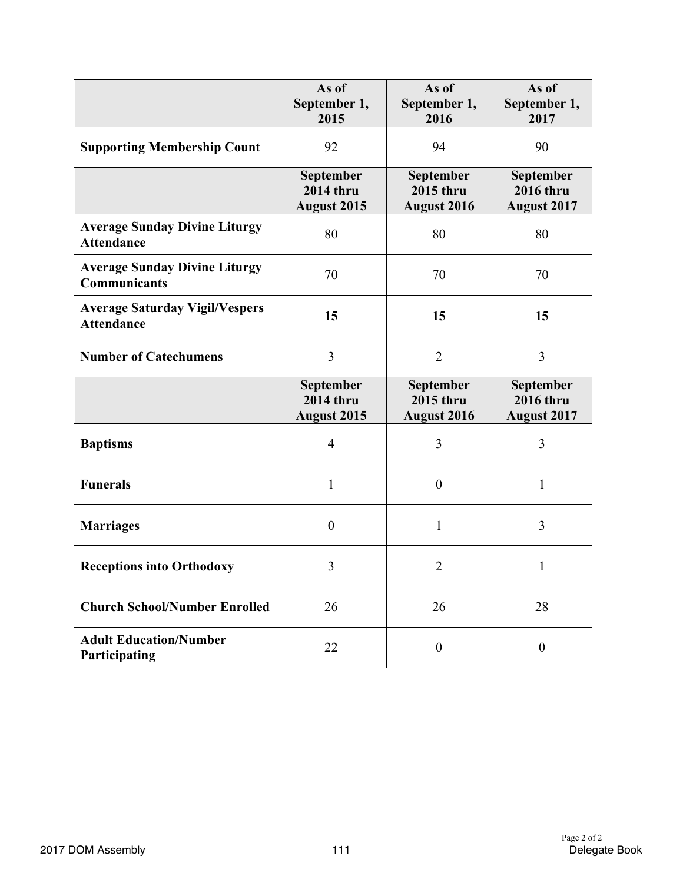| | As of September 1, 2015 | As of September 1, 2016 | As of September 1, 2017 |
|---|---|---|---|
| **Supporting Membership Count** | 92 | 94 | 90 |
| | **September 2014 thru August 2015** | **September 2015 thru August 2016** | **September 2016 thru August 2017** |
| **Average Sunday Divine Liturgy Attendance** | 80 | 80 | 80 |
| **Average Sunday Divine Liturgy Communicants** | 70 | 70 | 70 |
| **Average Saturday Vigil/Vespers Attendance** | **15** | **15** | **15** |
| **Number of Catechumens** | 3 | 2 | 3 |
| | **September 2014 thru August 2015** | **September 2015 thru August 2016** | **September 2016 thru August 2017** |
| **Baptisms** | 4 | 3 | 3 |
| **Funerals** | 1 | 0 | 1 |
| **Marriages** | 0 | 1 | 3 |
| **Receptions into Orthodoxy** | 3 | 2 | 1 |
| **Church School/Number Enrolled** | 26 | 26 | 28 |
| **Adult Education/Number Participating** | 22 | 0 | 0 |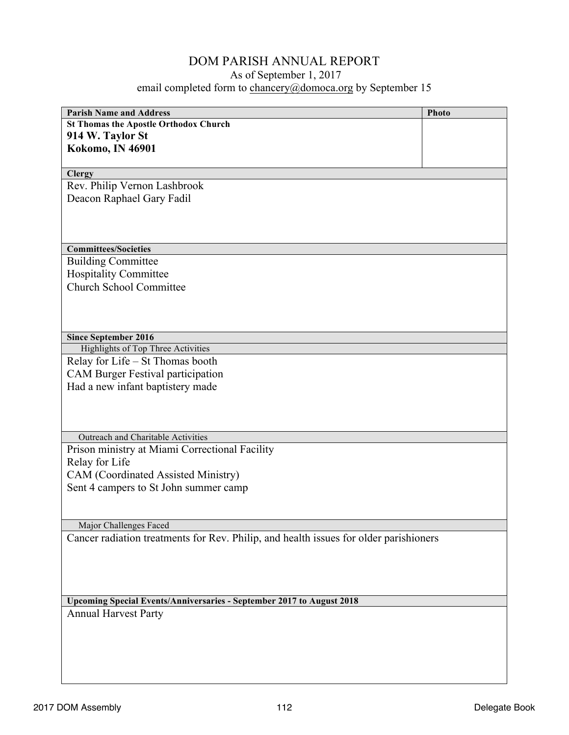# DOM PARISH ANNUAL REPORT

As of September 1, 2017

email completed form to chancery@domoca.org by September 15

| Parish Name and Address | Photo |
|---|---|
| **St Thomas the Apostle Orthodox Church**<br>**914 W. Taylor St**<br>**Kokomo, IN 46901** | |

**Clergy**

Rev. Philip Vernon Lashbrook
Deacon Raphael Gary Fadil

**Committees/Societies**

Building Committee
Hospitality Committee
Church School Committee

**Since September 2016**

Highlights of Top Three Activities

Relay for Life – St Thomas booth
CAM Burger Festival participation
Had a new infant baptistery made

Outreach and Charitable Activities

Prison ministry at Miami Correctional Facility
Relay for Life
CAM (Coordinated Assisted Ministry)
Sent 4 campers to St John summer camp

Major Challenges Faced

Cancer radiation treatments for Rev. Philip, and health issues for older parishioners

**Upcoming Special Events/Anniversaries - September 2017 to August 2018**

Annual Harvest Party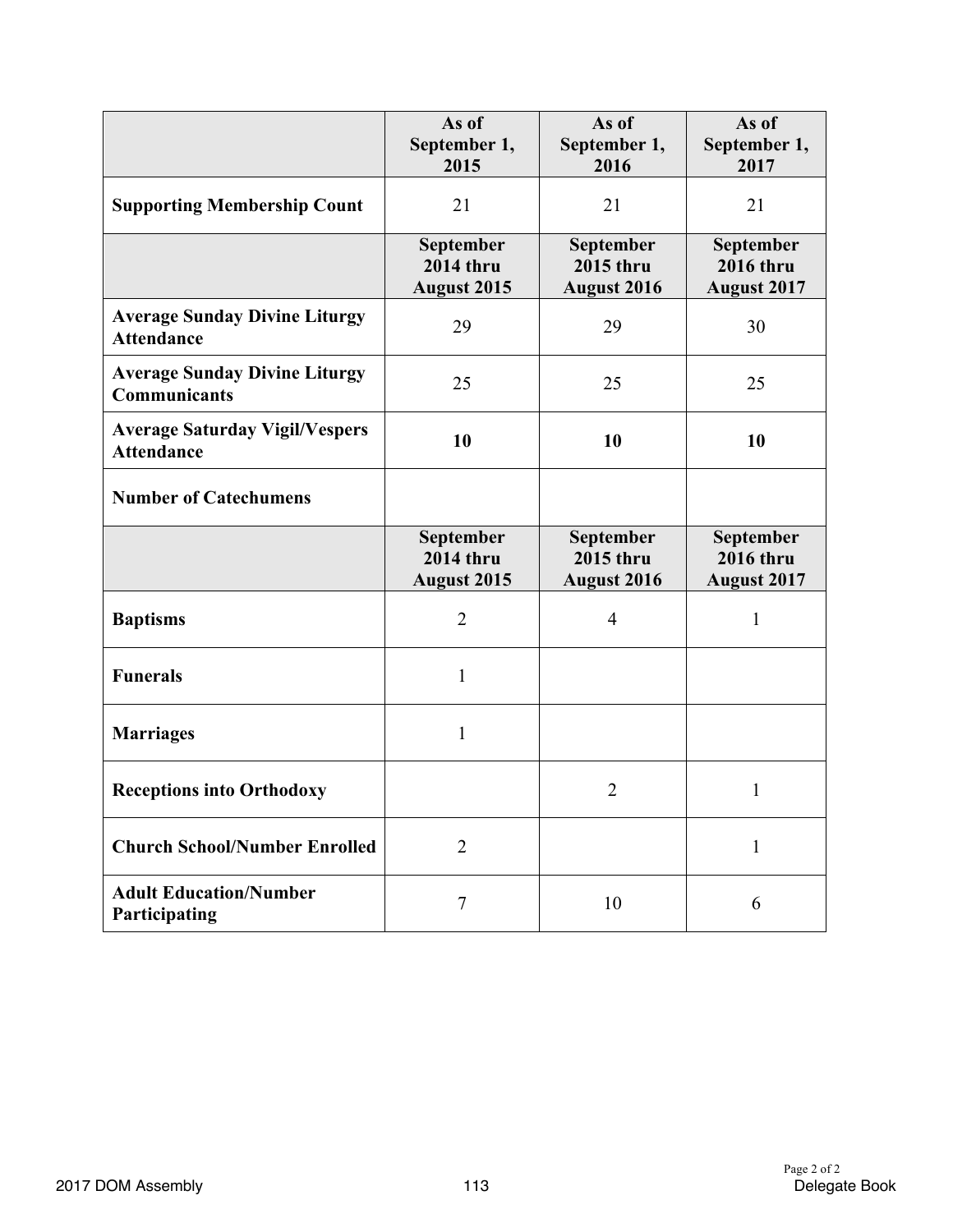| | As of September 1, 2015 | As of September 1, 2016 | As of September 1, 2017 |
|---|---|---|---|
| **Supporting Membership Count** | 21 | 21 | 21 |
| | **September 2014 thru August 2015** | **September 2015 thru August 2016** | **September 2016 thru August 2017** |
| **Average Sunday Divine Liturgy Attendance** | 29 | 29 | 30 |
| **Average Sunday Divine Liturgy Communicants** | 25 | 25 | 25 |
| **Average Saturday Vigil/Vespers Attendance** | **10** | **10** | **10** |
| **Number of Catechumens** | | | |
| | **September 2014 thru August 2015** | **September 2015 thru August 2016** | **September 2016 thru August 2017** |
| **Baptisms** | 2 | 4 | 1 |
| **Funerals** | 1 | | |
| **Marriages** | 1 | | |
| **Receptions into Orthodoxy** | | 2 | 1 |
| **Church School/Number Enrolled** | 2 | | 1 |
| **Adult Education/Number Participating** | 7 | 10 | 6 |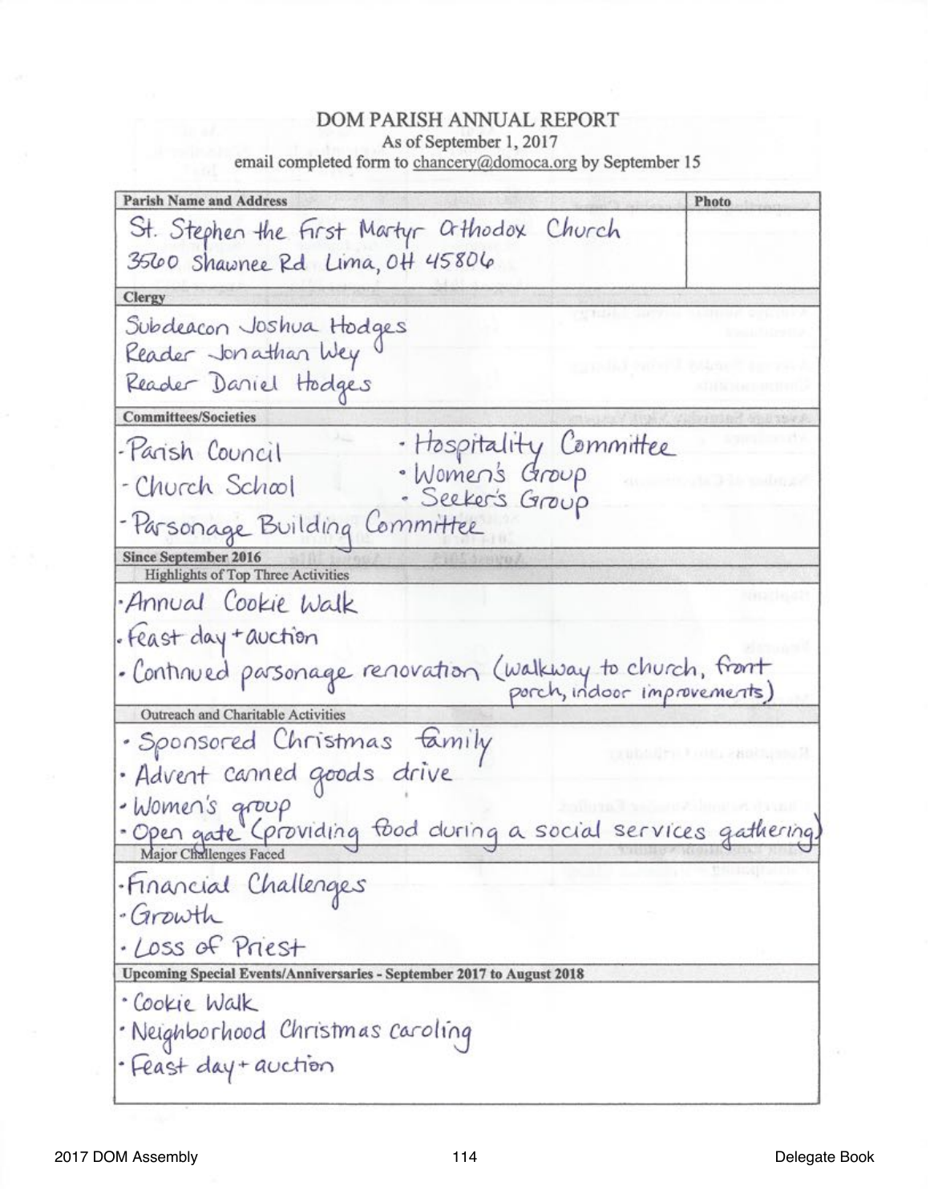# DOM PARISH ANNUAL REPORT

As of September 1, 2017

email completed form to chancery@domoca.org by September 15

**Parish Name and Address** | **Photo**

St. Stephen the First Martyr Orthodox Church
3560 Shawnee Rd Lima, OH 45806

**Clergy**

Subdeacon Joshua Hodges
Reader Jonathan Wey
Reader Daniel Hodges

**Committees/Societies**

- Parish Council
- Church School
- Parsonage Building Committee
- Hospitality Committee
- Women's Group
- Seeker's Group

**Since September 2016**

**Highlights of Top Three Activities**

- Annual Cookie Walk
- Feast day + auction
- Continued parsonage renovation (walkway to church, front porch, indoor improvements)

**Outreach and Charitable Activities**

- Sponsored Christmas family
- Advent canned goods drive
- Women's group
- Open gate (providing food during a social services gathering)

**Major Challenges Faced**

- Financial Challenges
- Growth
- Loss of Priest

**Upcoming Special Events/Anniversaries - September 2017 to August 2018**

- Cookie Walk
- Neighborhood Christmas caroling
- Feast day + auction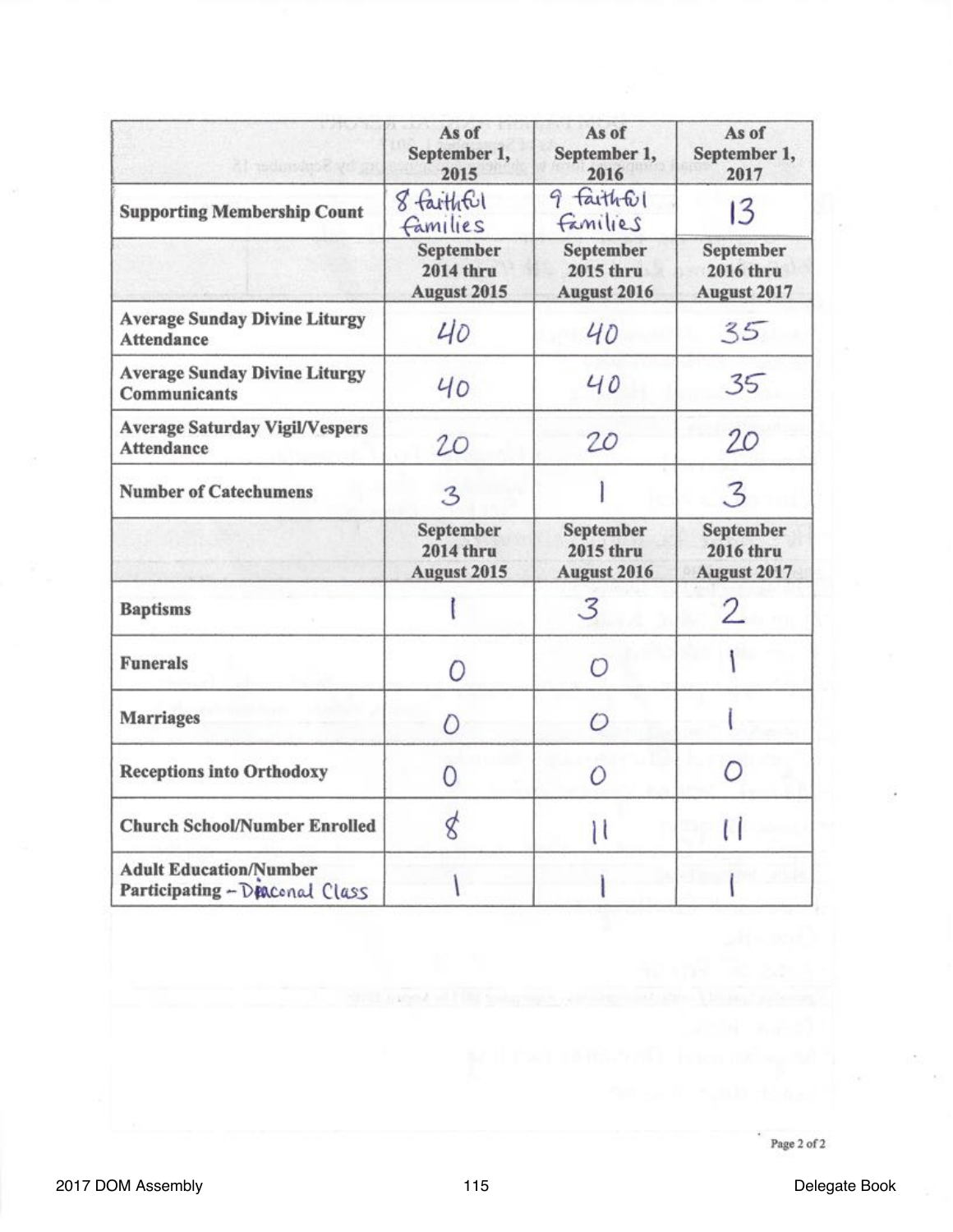| | As of September 1, 2015 | As of September 1, 2016 | As of September 1, 2017 |
|---|---|---|---|
| **Supporting Membership Count** | 8 faithful families | 9 faithful families | 13 |
| | **September 2014 thru August 2015** | **September 2015 thru August 2016** | **September 2016 thru August 2017** |
| **Average Sunday Divine Liturgy Attendance** | 40 | 40 | 35 |
| **Average Sunday Divine Liturgy Communicants** | 40 | 40 | 35 |
| **Average Saturday Vigil/Vespers Attendance** | 20 | 20 | 20 |
| **Number of Catechumens** | 3 | 1 | 3 |
| | **September 2014 thru August 2015** | **September 2015 thru August 2016** | **September 2016 thru August 2017** |
| **Baptisms** | 1 | 3 | 2 |
| **Funerals** | 0 | 0 | 1 |
| **Marriages** | 0 | 0 | 1 |
| **Receptions into Orthodoxy** | 0 | 0 | 0 |
| **Church School/Number Enrolled** | 8 | 11 | 11 |
| **Adult Education/Number Participating** – Diaconal Class | 1 | 1 | 1 |